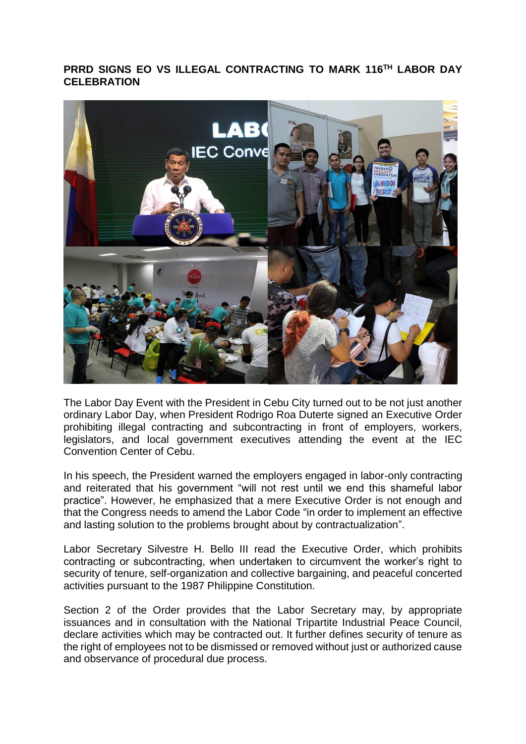**PRRD SIGNS EO VS ILLEGAL CONTRACTING TO MARK 116TH LABOR DAY CELEBRATION**

The Labor Day Event with the President in Cebu City turned out to be not just another ordinary Labor Day, when President Rodrigo Roa Duterte signed an Executive Order prohibiting illegal contracting and subcontracting in front of employers, workers, legislators, and local government executives attending the event at the IEC Convention Center of Cebu.

In his speech, the President warned the employers engaged in labor-only contracting and reiterated that his government "will not rest until we end this shameful labor practice". However, he emphasized that a mere Executive Order is not enough and that the Congress needs to amend the Labor Code "in order to implement an effective and lasting solution to the problems brought about by contractualization".

Labor Secretary Silvestre H. Bello III read the Executive Order, which prohibits contracting or subcontracting, when undertaken to circumvent the worker's right to security of tenure, self-organization and collective bargaining, and peaceful concerted activities pursuant to the 1987 Philippine Constitution.

Section 2 of the Order provides that the Labor Secretary may, by appropriate issuances and in consultation with the National Tripartite Industrial Peace Council, declare activities which may be contracted out. It further defines security of tenure as the right of employees not to be dismissed or removed without just or authorized cause and observance of procedural due process.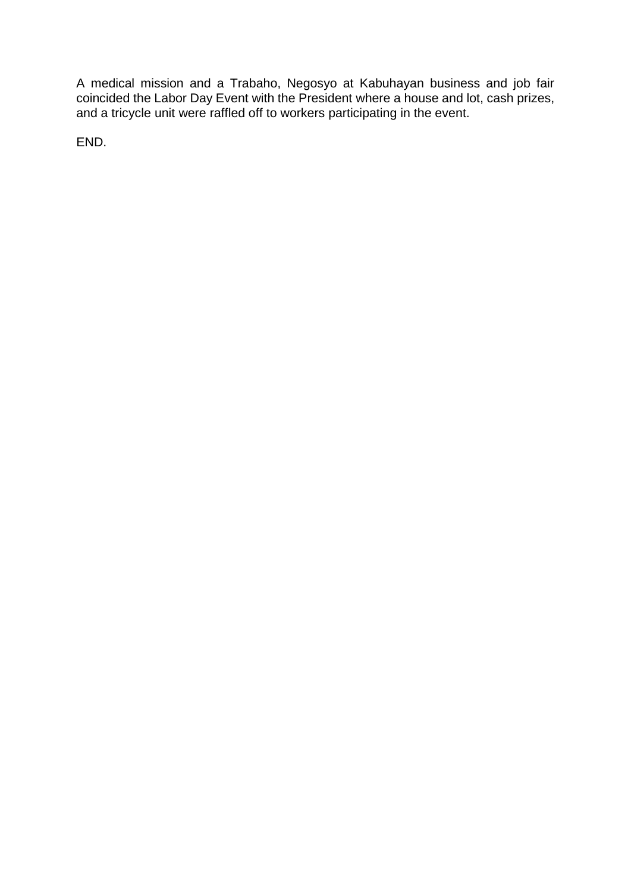A medical mission and a Trabaho, Negosyo at Kabuhayan business and job fair coincided the Labor Day Event with the President where a house and lot, cash prizes, and a tricycle unit were raffled off to workers participating in the event.

END.